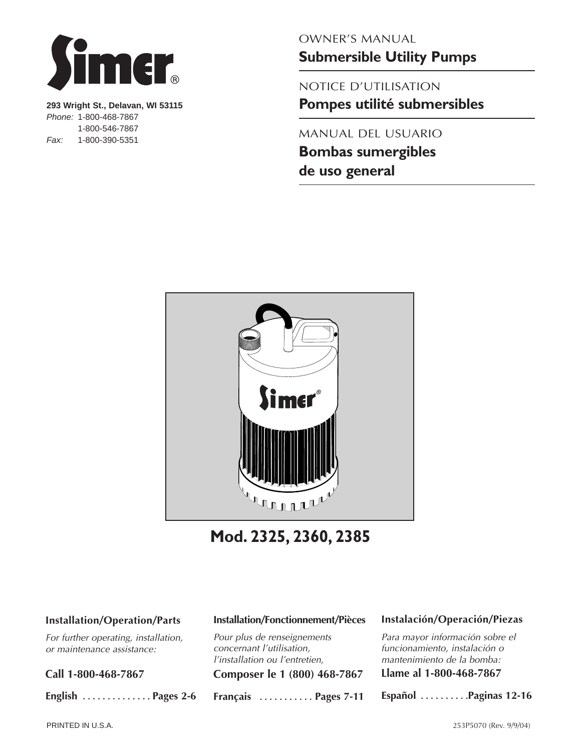# Simer®

**293 Wright St., Delavan, WI 53115**
*Phone:* 1-800-468-7867
1-800-546-7867
*Fax:* 1-800-390-5351

OWNER'S MANUAL
## Submersible Utility Pumps

NOTICE D'UTILISATION
## Pompes utilité submersibles

MANUAL DEL USUARIO
## Bombas sumergibles de uso general

# Mod. 2325, 2360, 2385

**Installation/Operation/Parts**

*For further operating, installation, or maintenance assistance:*

**Call 1-800-468-7867**

**English .............. Pages 2-6**

**Installation/Fonctionnement/Pièces**

*Pour plus de renseignements concernant l'utilisation, l'installation ou l'entretien,*

**Composer le 1 (800) 468-7867**

**Français ........... Pages 7-11**

**Instalación/Operación/Piezas**

*Para mayor información sobre el funcionamiento, instalación o mantenimiento de la bomba:*

**Llame al 1-800-468-7867**

**Español ..........Paginas 12-16**

PRINTED IN U.S.A.

253P5070 (Rev. 9/9/04)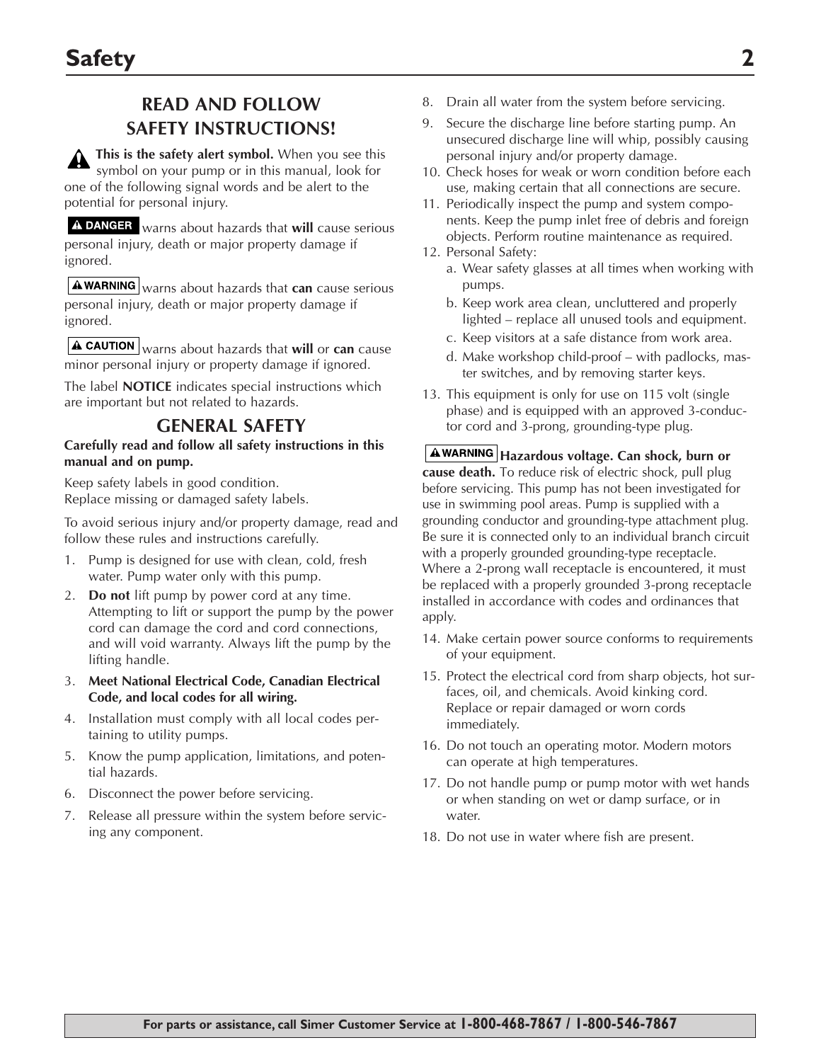# Safety

## READ AND FOLLOW SAFETY INSTRUCTIONS!

⚠ **This is the safety alert symbol.** When you see this symbol on your pump or in this manual, look for one of the following signal words and be alert to the potential for personal injury.

**⚠ DANGER** warns about hazards that **will** cause serious personal injury, death or major property damage if ignored.

**⚠ WARNING** warns about hazards that **can** cause serious personal injury, death or major property damage if ignored.

**⚠ CAUTION** warns about hazards that **will** or **can** cause minor personal injury or property damage if ignored.

The label **NOTICE** indicates special instructions which are important but not related to hazards.

## GENERAL SAFETY

**Carefully read and follow all safety instructions in this manual and on pump.**

Keep safety labels in good condition.
Replace missing or damaged safety labels.

To avoid serious injury and/or property damage, read and follow these rules and instructions carefully.

1. Pump is designed for use with clean, cold, fresh water. Pump water only with this pump.
2. **Do not** lift pump by power cord at any time. Attempting to lift or support the pump by the power cord can damage the cord and cord connections, and will void warranty. Always lift the pump by the lifting handle.
3. **Meet National Electrical Code, Canadian Electrical Code, and local codes for all wiring.**
4. Installation must comply with all local codes pertaining to utility pumps.
5. Know the pump application, limitations, and potential hazards.
6. Disconnect the power before servicing.
7. Release all pressure within the system before servicing any component.
8. Drain all water from the system before servicing.
9. Secure the discharge line before starting pump. An unsecured discharge line will whip, possibly causing personal injury and/or property damage.
10. Check hoses for weak or worn condition before each use, making certain that all connections are secure.
11. Periodically inspect the pump and system components. Keep the pump inlet free of debris and foreign objects. Perform routine maintenance as required.
12. Personal Safety:
    a. Wear safety glasses at all times when working with pumps.
    b. Keep work area clean, uncluttered and properly lighted – replace all unused tools and equipment.
    c. Keep visitors at a safe distance from work area.
    d. Make workshop child-proof – with padlocks, master switches, and by removing starter keys.
13. This equipment is only for use on 115 volt (single phase) and is equipped with an approved 3-conductor cord and 3-prong, grounding-type plug.

**⚠ WARNING Hazardous voltage. Can shock, burn or cause death.** To reduce risk of electric shock, pull plug before servicing. This pump has not been investigated for use in swimming pool areas. Pump is supplied with a grounding conductor and grounding-type attachment plug. Be sure it is connected only to an individual branch circuit with a properly grounded grounding-type receptacle. Where a 2-prong wall receptacle is encountered, it must be replaced with a properly grounded 3-prong receptacle installed in accordance with codes and ordinances that apply.

14. Make certain power source conforms to requirements of your equipment.
15. Protect the electrical cord from sharp objects, hot surfaces, oil, and chemicals. Avoid kinking cord. Replace or repair damaged or worn cords immediately.
16. Do not touch an operating motor. Modern motors can operate at high temperatures.
17. Do not handle pump or pump motor with wet hands or when standing on wet or damp surface, or in water.
18. Do not use in water where fish are present.

**For parts or assistance, call Simer Customer Service at 1-800-468-7867 / 1-800-546-7867**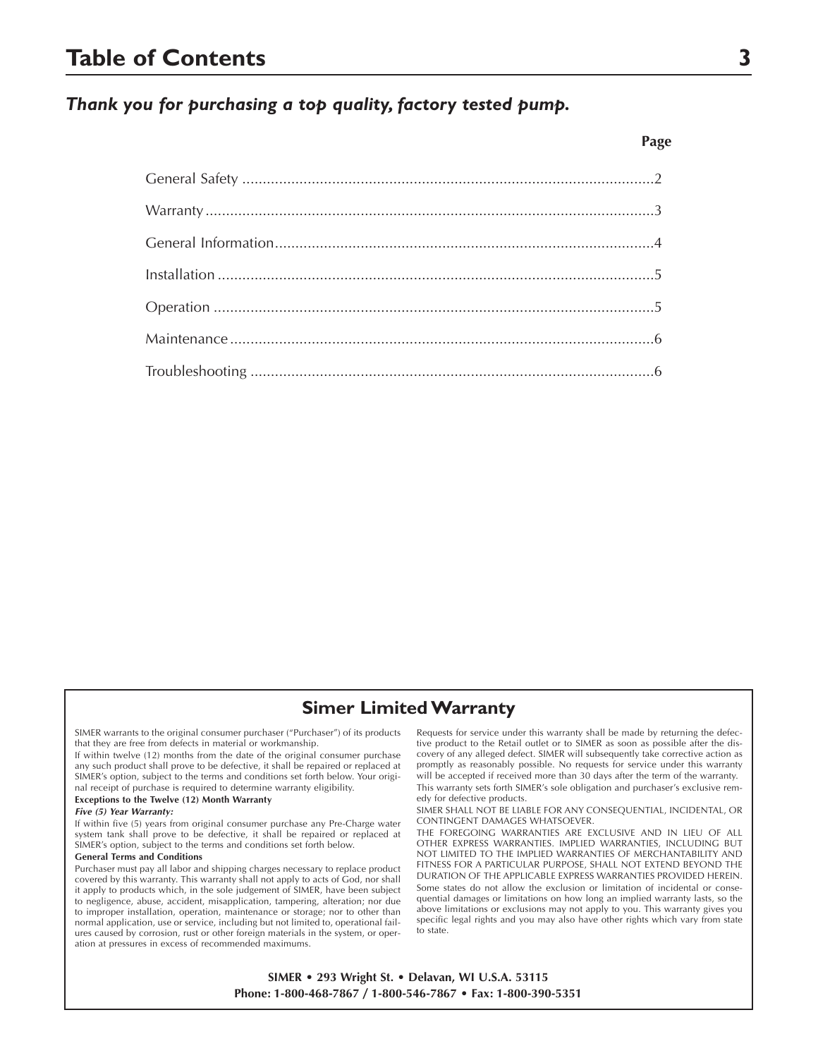# Table of Contents

## *Thank you for purchasing a top quality, factory tested pump.*

| | Page |
|---|---|
| General Safety | 2 |
| Warranty | 3 |
| General Information | 4 |
| Installation | 5 |
| Operation | 5 |
| Maintenance | 6 |
| Troubleshooting | 6 |

## Simer Limited Warranty

SIMER warrants to the original consumer purchaser ("Purchaser") of its products that they are free from defects in material or workmanship.

If within twelve (12) months from the date of the original consumer purchase any such product shall prove to be defective, it shall be repaired or replaced at SIMER's option, subject to the terms and conditions set forth below. Your original receipt of purchase is required to determine warranty eligibility.

**Exceptions to the Twelve (12) Month Warranty**

***Five (5) Year Warranty:***

If within five (5) years from original consumer purchase any Pre-Charge water system tank shall prove to be defective, it shall be repaired or replaced at SIMER's option, subject to the terms and conditions set forth below.

**General Terms and Conditions**

Purchaser must pay all labor and shipping charges necessary to replace product covered by this warranty. This warranty shall not apply to acts of God, nor shall it apply to products which, in the sole judgement of SIMER, have been subject to negligence, abuse, accident, misapplication, tampering, alteration; nor due to improper installation, operation, maintenance or storage; nor to other than normal application, use or service, including but not limited to, operational failures caused by corrosion, rust or other foreign materials in the system, or operation at pressures in excess of recommended maximums.

Requests for service under this warranty shall be made by returning the defective product to the Retail outlet or to SIMER as soon as possible after the discovery of any alleged defect. SIMER will subsequently take corrective action as promptly as reasonably possible. No requests for service under this warranty will be accepted if received more than 30 days after the term of the warranty.

This warranty sets forth SIMER's sole obligation and purchaser's exclusive remedy for defective products.

SIMER SHALL NOT BE LIABLE FOR ANY CONSEQUENTIAL, INCIDENTAL, OR CONTINGENT DAMAGES WHATSOEVER.

THE FOREGOING WARRANTIES ARE EXCLUSIVE AND IN LIEU OF ALL OTHER EXPRESS WARRANTIES. IMPLIED WARRANTIES, INCLUDING BUT NOT LIMITED TO THE IMPLIED WARRANTIES OF MERCHANTABILITY AND FITNESS FOR A PARTICULAR PURPOSE, SHALL NOT EXTEND BEYOND THE DURATION OF THE APPLICABLE EXPRESS WARRANTIES PROVIDED HEREIN.

Some states do not allow the exclusion or limitation of incidental or consequential damages or limitations on how long an implied warranty lasts, so the above limitations or exclusions may not apply to you. This warranty gives you specific legal rights and you may also have other rights which vary from state to state.

**SIMER • 293 Wright St. • Delavan, WI U.S.A. 53115**
**Phone: 1-800-468-7867 / 1-800-546-7867 • Fax: 1-800-390-5351**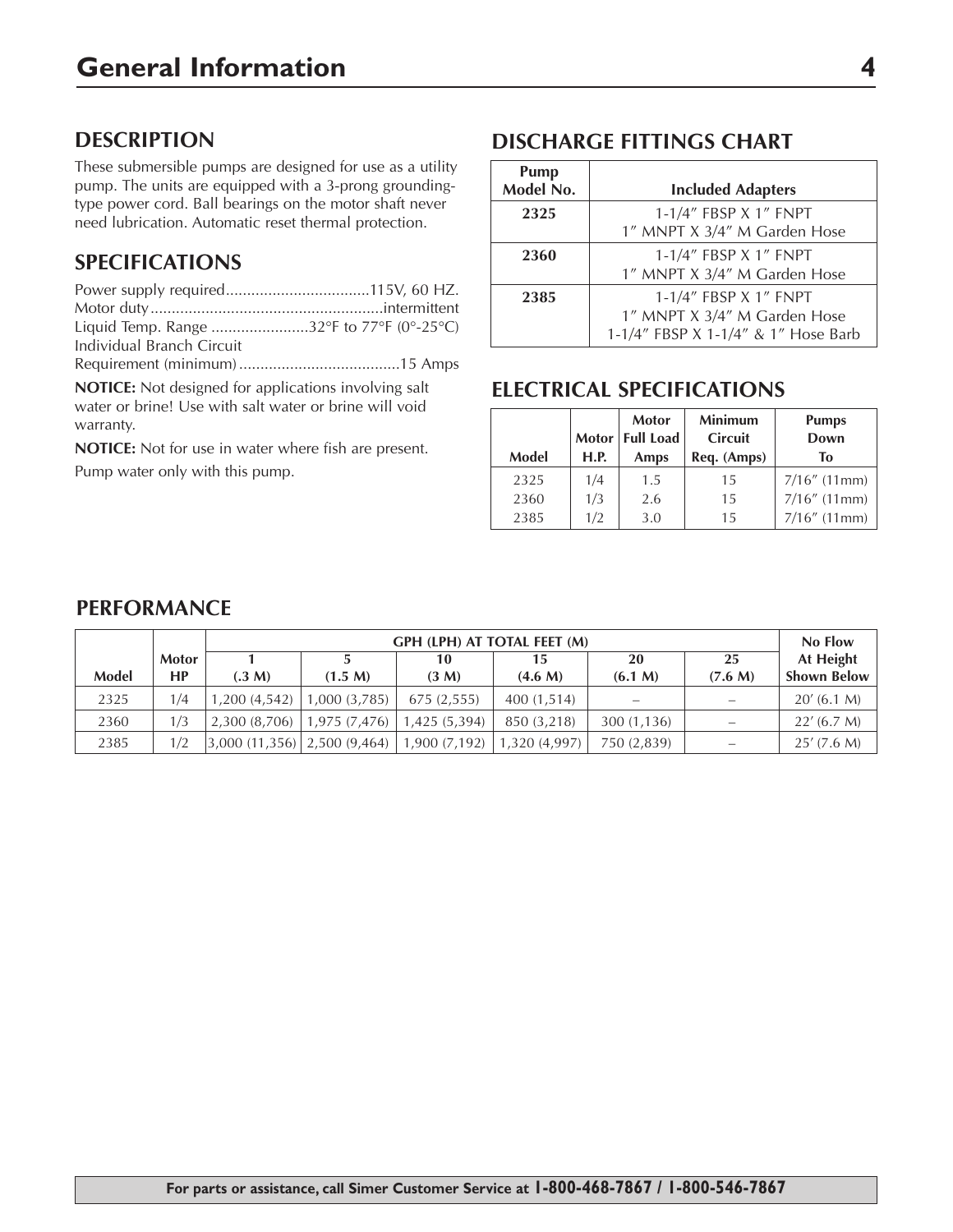# General Information

## DESCRIPTION

These submersible pumps are designed for use as a utility pump. The units are equipped with a 3-prong grounding-type power cord. Ball bearings on the motor shaft never need lubrication. Automatic reset thermal protection.

## SPECIFICATIONS

Power supply required..................................115V, 60 HZ.
Motor duty.......................................................intermittent
Liquid Temp. Range .......................32°F to 77°F (0°-25°C)
Individual Branch Circuit
Requirement (minimum)......................................15 Amps

**NOTICE:** Not designed for applications involving salt water or brine! Use with salt water or brine will void warranty.

**NOTICE:** Not for use in water where fish are present.

Pump water only with this pump.

## DISCHARGE FITTINGS CHART

| Pump Model No. | Included Adapters |
|---|---|
| **2325** | 1-1/4″ FBSP X 1″ FNPT<br>1″ MNPT X 3/4″ M Garden Hose |
| **2360** | 1-1/4″ FBSP X 1″ FNPT<br>1″ MNPT X 3/4″ M Garden Hose |
| **2385** | 1-1/4″ FBSP X 1″ FNPT<br>1″ MNPT X 3/4″ M Garden Hose<br>1-1/4″ FBSP X 1-1/4″ & 1″ Hose Barb |

## ELECTRICAL SPECIFICATIONS

| Model | Motor H.P. | Motor Full Load Amps | Minimum Circuit Req. (Amps) | Pumps Down To |
|---|---|---|---|---|
| 2325 | 1/4 | 1.5 | 15 | 7/16″ (11mm) |
| 2360 | 1/3 | 2.6 | 15 | 7/16″ (11mm) |
| 2385 | 1/2 | 3.0 | 15 | 7/16″ (11mm) |

## PERFORMANCE

| | | GPH (LPH) AT TOTAL FEET (M) | | | | | | No Flow |
|---|---|---|---|---|---|---|---|---|
| **Model** | **Motor HP** | **1 (.3 M)** | **5 (1.5 M)** | **10 (3 M)** | **15 (4.6 M)** | **20 (6.1 M)** | **25 (7.6 M)** | **At Height Shown Below** |
| 2325 | 1/4 | 1,200 (4,542) | 1,000 (3,785) | 675 (2,555) | 400 (1,514) | – | – | 20′ (6.1 M) |
| 2360 | 1/3 | 2,300 (8,706) | 1,975 (7,476) | 1,425 (5,394) | 850 (3,218) | 300 (1,136) | – | 22′ (6.7 M) |
| 2385 | 1/2 | 3,000 (11,356) | 2,500 (9,464) | 1,900 (7,192) | 1,320 (4,997) | 750 (2,839) | – | 25′ (7.6 M) |

**For parts or assistance, call Simer Customer Service at 1-800-468-7867 / 1-800-546-7867**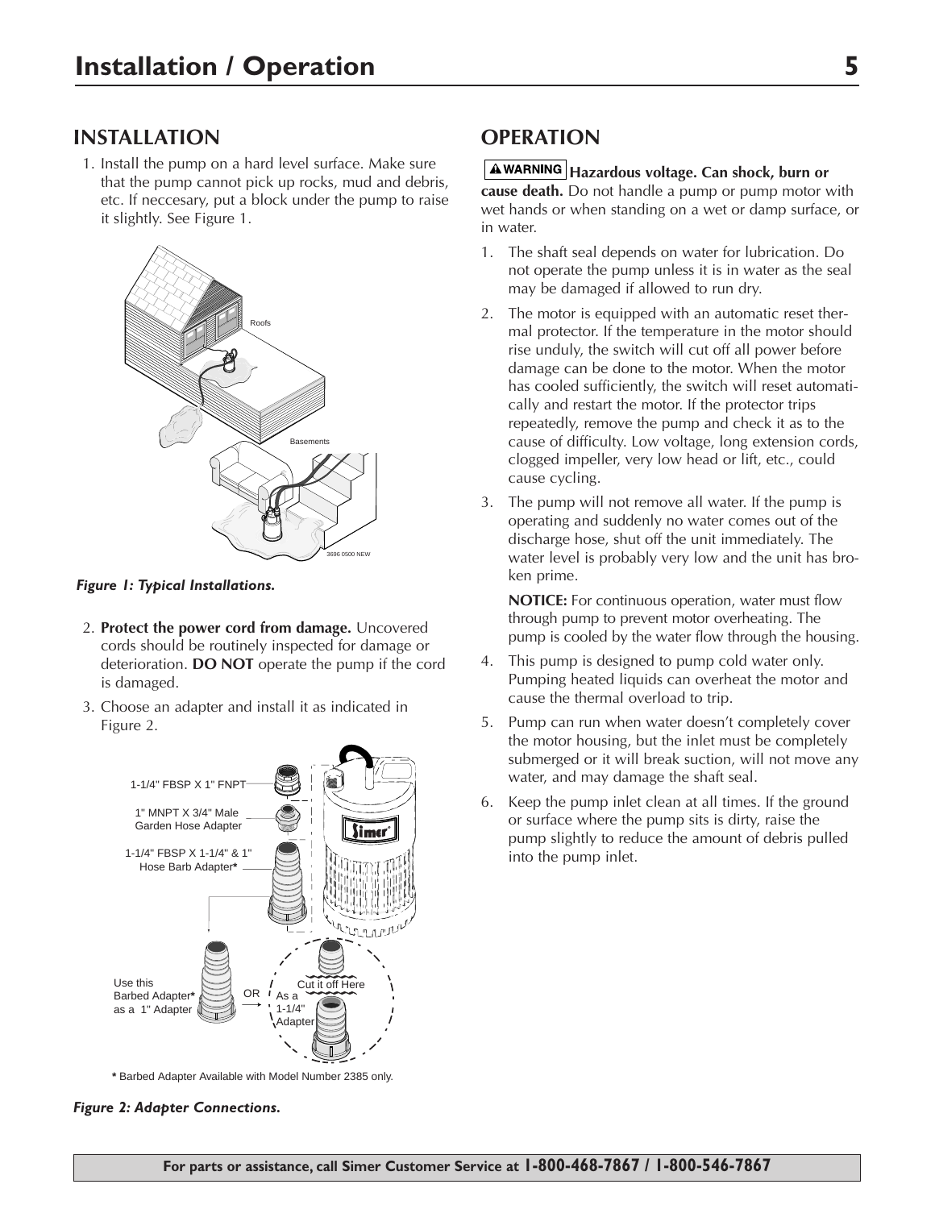## INSTALLATION

1. Install the pump on a hard level surface. Make sure that the pump cannot pick up rocks, mud and debris, etc. If neccesary, put a block under the pump to raise it slightly. See Figure 1.

*Figure 1: Typical Installations.*

2. **Protect the power cord from damage.** Uncovered cords should be routinely inspected for damage or deterioration. **DO NOT** operate the pump if the cord is damaged.
3. Choose an adapter and install it as indicated in Figure 2.

* Barbed Adapter Available with Model Number 2385 only.

*Figure 2: Adapter Connections.*

## OPERATION

**⚠WARNING Hazardous voltage. Can shock, burn or cause death.** Do not handle a pump or pump motor with wet hands or when standing on a wet or damp surface, or in water.

1. The shaft seal depends on water for lubrication. Do not operate the pump unless it is in water as the seal may be damaged if allowed to run dry.
2. The motor is equipped with an automatic reset thermal protector. If the temperature in the motor should rise unduly, the switch will cut off all power before damage can be done to the motor. When the motor has cooled sufficiently, the switch will reset automatically and restart the motor. If the protector trips repeatedly, remove the pump and check it as to the cause of difficulty. Low voltage, long extension cords, clogged impeller, very low head or lift, etc., could cause cycling.
3. The pump will not remove all water. If the pump is operating and suddenly no water comes out of the discharge hose, shut off the unit immediately. The water level is probably very low and the unit has broken prime.

   **NOTICE:** For continuous operation, water must flow through pump to prevent motor overheating. The pump is cooled by the water flow through the housing.
4. This pump is designed to pump cold water only. Pumping heated liquids can overheat the motor and cause the thermal overload to trip.
5. Pump can run when water doesn't completely cover the motor housing, but the inlet must be completely submerged or it will break suction, will not move any water, and may damage the shaft seal.
6. Keep the pump inlet clean at all times. If the ground or surface where the pump sits is dirty, raise the pump slightly to reduce the amount of debris pulled into the pump inlet.

**For parts or assistance, call Simer Customer Service at 1-800-468-7867 / 1-800-546-7867**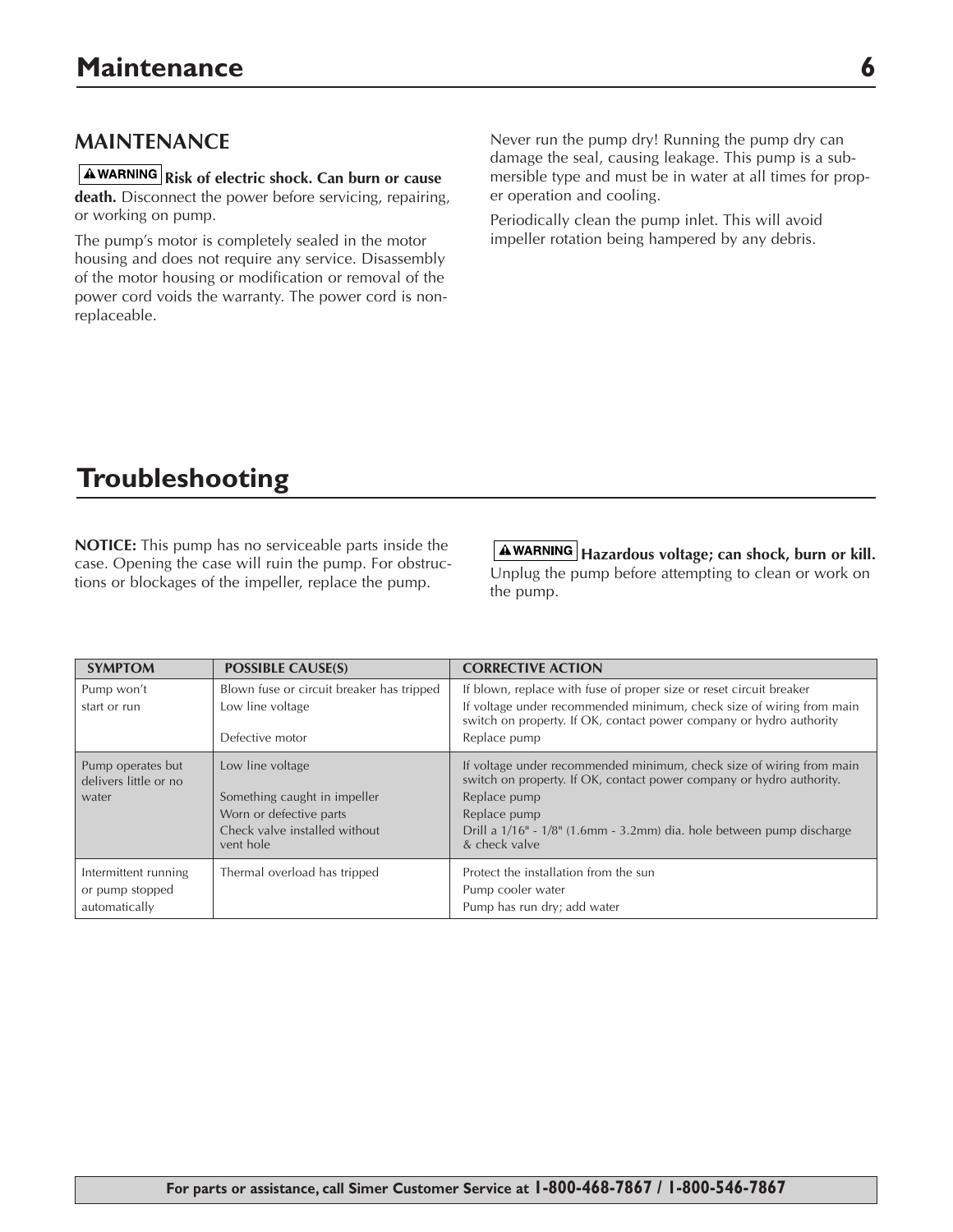# Maintenance

## MAINTENANCE

**⚠WARNING Risk of electric shock. Can burn or cause death.** Disconnect the power before servicing, repairing, or working on pump.

The pump's motor is completely sealed in the motor housing and does not require any service. Disassembly of the motor housing or modification or removal of the power cord voids the warranty. The power cord is non-replaceable.

Never run the pump dry! Running the pump dry can damage the seal, causing leakage. This pump is a submersible type and must be in water at all times for proper operation and cooling.

Periodically clean the pump inlet. This will avoid impeller rotation being hampered by any debris.

# Troubleshooting

**NOTICE:** This pump has no serviceable parts inside the case. Opening the case will ruin the pump. For obstructions or blockages of the impeller, replace the pump.

**⚠WARNING Hazardous voltage; can shock, burn or kill.** Unplug the pump before attempting to clean or work on the pump.

| SYMPTOM | POSSIBLE CAUSE(S) | CORRECTIVE ACTION |
|---|---|---|
| Pump won't start or run | Blown fuse or circuit breaker has tripped | If blown, replace with fuse of proper size or reset circuit breaker |
| | Low line voltage | If voltage under recommended minimum, check size of wiring from main switch on property. If OK, contact power company or hydro authority |
| | Defective motor | Replace pump |
| Pump operates but delivers little or no water | Low line voltage | If voltage under recommended minimum, check size of wiring from main switch on property. If OK, contact power company or hydro authority. |
| | Something caught in impeller | Replace pump |
| | Worn or defective parts | Replace pump |
| | Check valve installed without vent hole | Drill a 1/16" - 1/8" (1.6mm - 3.2mm) dia. hole between pump discharge & check valve |
| Intermittent running or pump stopped automatically | Thermal overload has tripped | Protect the installation from the sun |
| | | Pump cooler water |
| | | Pump has run dry; add water |

For parts or assistance, call Simer Customer Service at **1-800-468-7867 / 1-800-546-7867**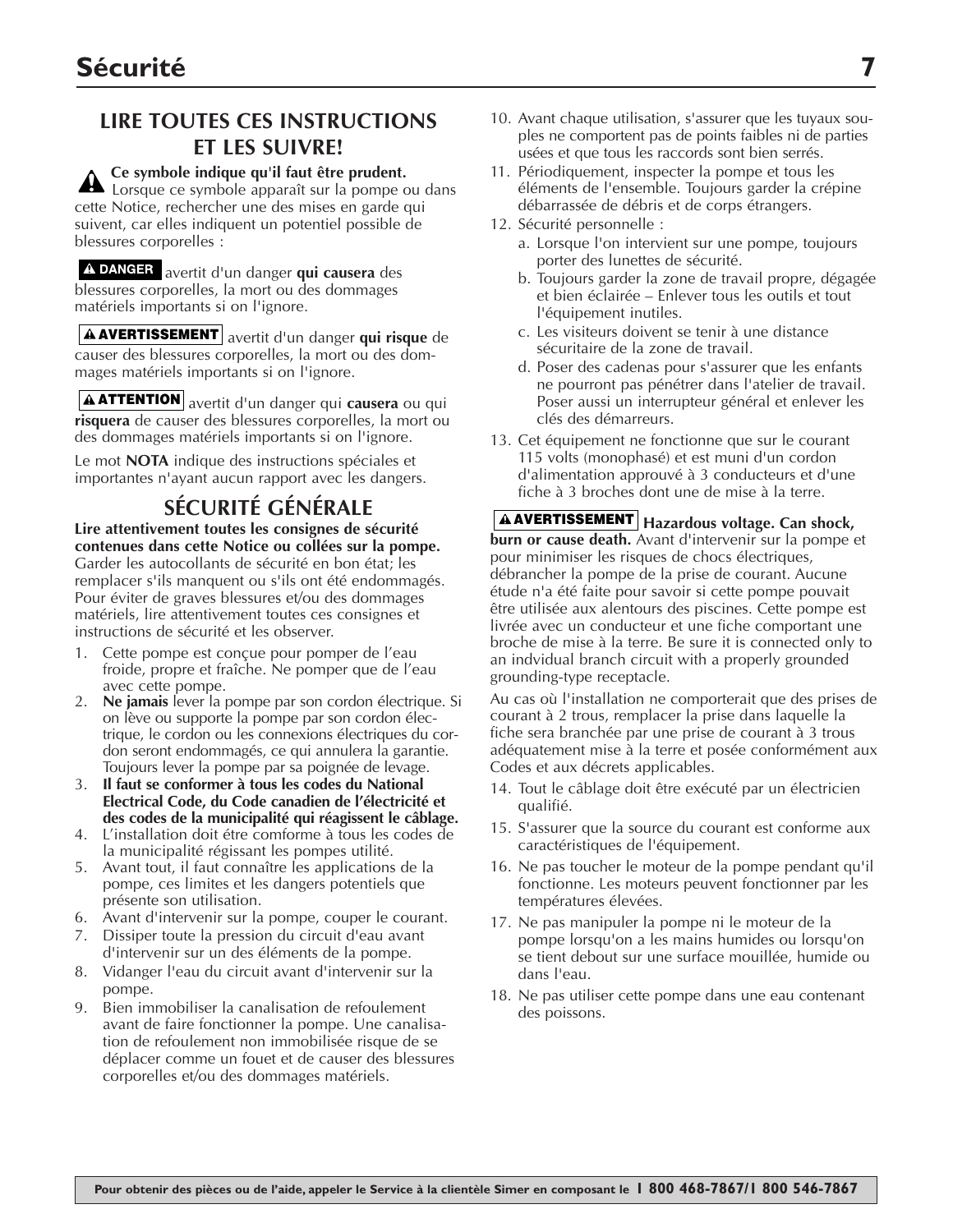# Sécurité

## LIRE TOUTES CES INSTRUCTIONS ET LES SUIVRE!

⚠ **Ce symbole indique qu'il faut être prudent.** Lorsque ce symbole apparaît sur la pompe ou dans cette Notice, rechercher une des mises en garde qui suivent, car elles indiquent un potentiel possible de blessures corporelles :

**⚠ DANGER** avertit d'un danger **qui causera** des blessures corporelles, la mort ou des dommages matériels importants si on l'ignore.

**⚠ AVERTISSEMENT** avertit d'un danger **qui risque** de causer des blessures corporelles, la mort ou des dommages matériels importants si on l'ignore.

**⚠ ATTENTION** avertit d'un danger qui **causera** ou qui **risquera** de causer des blessures corporelles, la mort ou des dommages matériels importants si on l'ignore.

Le mot **NOTA** indique des instructions spéciales et importantes n'ayant aucun rapport avec les dangers.

## SÉCURITÉ GÉNÉRALE

**Lire attentivement toutes les consignes de sécurité contenues dans cette Notice ou collées sur la pompe.** Garder les autocollants de sécurité en bon état; les remplacer s'ils manquent ou s'ils ont été endommagés. Pour éviter de graves blessures et/ou des dommages matériels, lire attentivement toutes ces consignes et instructions de sécurité et les observer.

1. Cette pompe est conçue pour pomper de l'eau froide, propre et fraîche. Ne pomper que de l'eau avec cette pompe.
2. **Ne jamais** lever la pompe par son cordon électrique. Si on lève ou supporte la pompe par son cordon électrique, le cordon ou les connexions électriques du cordon seront endommagés, ce qui annulera la garantie. Toujours lever la pompe par sa poignée de levage.
3. **Il faut se conformer à tous les codes du National Electrical Code, du Code canadien de l'électricité et des codes de la municipalité qui réagissent le câblage.**
4. L'installation doit être comforme à tous les codes de la municipalité régissant les pompes utilité.
5. Avant tout, il faut connaître les applications de la pompe, ces limites et les dangers potentiels que présente son utilisation.
6. Avant d'intervenir sur la pompe, couper le courant.
7. Dissiper toute la pression du circuit d'eau avant d'intervenir sur un des éléments de la pompe.
8. Vidanger l'eau du circuit avant d'intervenir sur la pompe.
9. Bien immobiliser la canalisation de refoulement avant de faire fonctionner la pompe. Une canalisation de refoulement non immobilisée risque de se déplacer comme un fouet et de causer des blessures corporelles et/ou des dommages matériels.
10. Avant chaque utilisation, s'assurer que les tuyaux souples ne comportent pas de points faibles ni de parties usées et que tous les raccords sont bien serrés.
11. Périodiquement, inspecter la pompe et tous les éléments de l'ensemble. Toujours garder la crépine débarrassée de débris et de corps étrangers.
12. Sécurité personnelle :
    a. Lorsque l'on intervient sur une pompe, toujours porter des lunettes de sécurité.
    b. Toujours garder la zone de travail propre, dégagée et bien éclairée – Enlever tous les outils et tout l'équipement inutiles.
    c. Les visiteurs doivent se tenir à une distance sécuritaire de la zone de travail.
    d. Poser des cadenas pour s'assurer que les enfants ne pourront pas pénétrer dans l'atelier de travail. Poser aussi un interrupteur général et enlever les clés des démarreurs.
13. Cet équipement ne fonctionne que sur le courant 115 volts (monophasé) et est muni d'un cordon d'alimentation approuvé à 3 conducteurs et d'une fiche à 3 broches dont une de mise à la terre.

**⚠ AVERTISSEMENT** **Hazardous voltage. Can shock, burn or cause death.** Avant d'intervenir sur la pompe et pour minimiser les risques de chocs électriques, débrancher la pompe de la prise de courant. Aucune étude n'a été faite pour savoir si cette pompe pouvait être utilisée aux alentours des piscines. Cette pompe est livrée avec un conducteur et une fiche comportant une broche de mise à la terre. Be sure it is connected only to an indvidual branch circuit with a properly grounded grounding-type receptacle.

Au cas où l'installation ne comporterait que des prises de courant à 2 trous, remplacer la prise dans laquelle la fiche sera branchée par une prise de courant à 3 trous adéquatement mise à la terre et posée conformément aux Codes et aux décrets applicables.

14. Tout le câblage doit être exécuté par un électricien qualifié.
15. S'assurer que la source du courant est conforme aux caractéristiques de l'équipement.
16. Ne pas toucher le moteur de la pompe pendant qu'il fonctionne. Les moteurs peuvent fonctionner par les températures élevées.
17. Ne pas manipuler la pompe ni le moteur de la pompe lorsqu'on a les mains humides ou lorsqu'on se tient debout sur une surface mouillée, humide ou dans l'eau.
18. Ne pas utiliser cette pompe dans une eau contenant des poissons.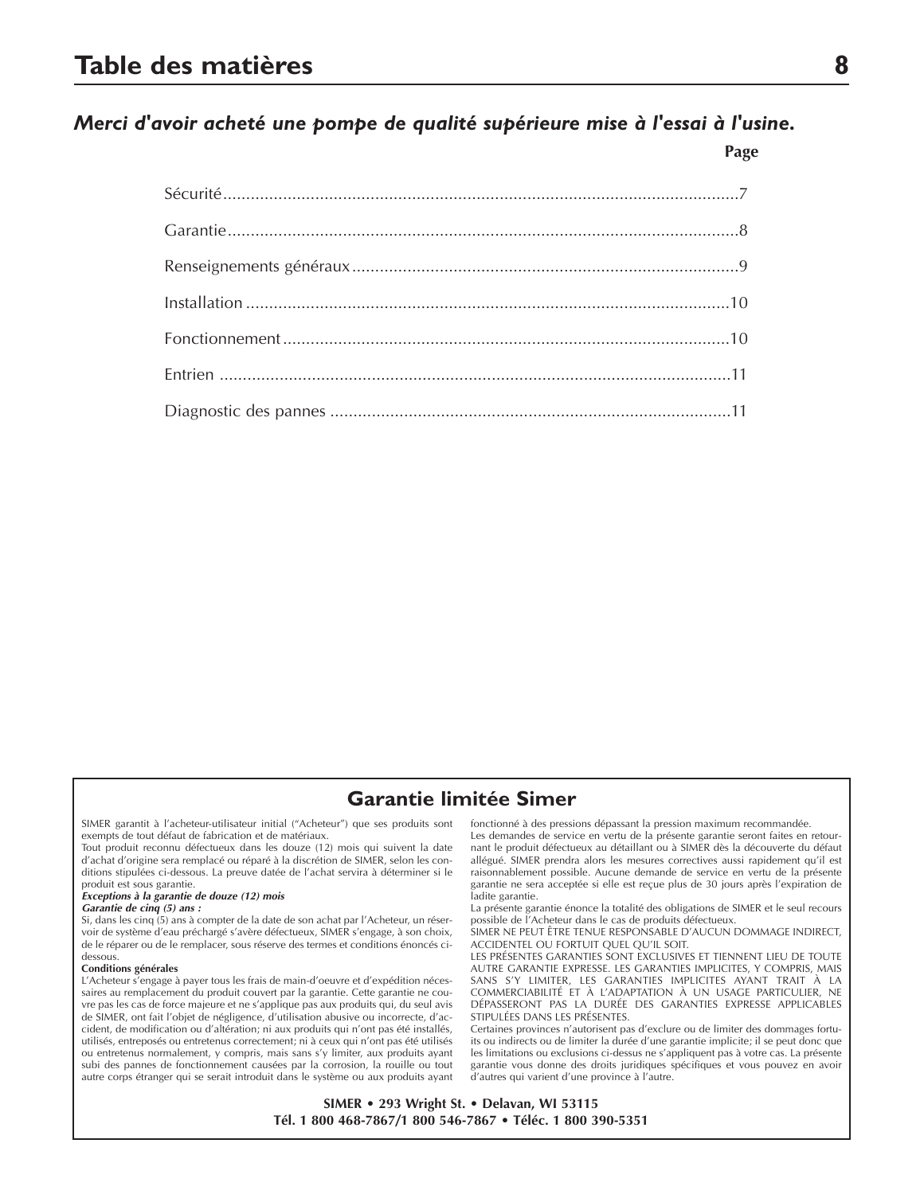# Table des matières

***Merci d'avoir acheté une pompe de qualité supérieure mise à l'essai à l'usine.***

| | Page |
|---|---|
| Sécurité | 7 |
| Garantie | 8 |
| Renseignements généraux | 9 |
| Installation | 10 |
| Fonctionnement | 10 |
| Entrien | 11 |
| Diagnostic des pannes | 11 |

## Garantie limitée Simer

SIMER garantit à l'acheteur-utilisateur initial ("Acheteur") que ses produits sont exempts de tout défaut de fabrication et de matériaux.

Tout produit reconnu défectueux dans les douze (12) mois qui suivent la date d'achat d'origine sera remplacé ou réparé à la discrétion de SIMER, selon les conditions stipulées ci-dessous. La preuve datée de l'achat servira à déterminer si le produit est sous garantie.

***Exceptions à la garantie de douze (12) mois***

***Garantie de cinq (5) ans :***

Si, dans les cinq (5) ans à compter de la date de son achat par l'Acheteur, un réservoir de système d'eau préchargé s'avère défectueux, SIMER s'engage, à son choix, de le réparer ou de le remplacer, sous réserve des termes et conditions énoncés ci-dessous.

**Conditions générales**

L'Acheteur s'engage à payer tous les frais de main-d'oeuvre et d'expédition nécessaires au remplacement du produit couvert par la garantie. Cette garantie ne couvre pas les cas de force majeure et ne s'applique pas aux produits qui, du seul avis de SIMER, ont fait l'objet de négligence, d'utilisation abusive ou incorrecte, d'accident, de modification ou d'altération; ni aux produits qui n'ont pas été installés, utilisés, entreposés ou entretenus correctement; ni à ceux qui n'ont pas été utilisés ou entretenus normalement, y compris, mais sans s'y limiter, aux produits ayant subi des pannes de fonctionnement causées par la corrosion, la rouille ou tout autre corps étranger qui se serait introduit dans le système ou aux produits ayant fonctionné à des pressions dépassant la pression maximum recommandée.

Les demandes de service en vertu de la présente garantie seront faites en retournant le produit défectueux au détaillant ou à SIMER dès la découverte du défaut allégué. SIMER prendra alors les mesures correctives aussi rapidement qu'il est raisonnablement possible. Aucune demande de service en vertu de la présente garantie ne sera acceptée si elle est reçue plus de 30 jours après l'expiration de ladite garantie.

La présente garantie énonce la totalité des obligations de SIMER et le seul recours possible de l'Acheteur dans le cas de produits défectueux.

SIMER NE PEUT ÊTRE TENUE RESPONSABLE D'AUCUN DOMMAGE INDIRECT, ACCIDENTEL OU FORTUIT QUEL QU'IL SOIT.

LES PRÉSENTES GARANTIES SONT EXCLUSIVES ET TIENNENT LIEU DE TOUTE AUTRE GARANTIE EXPRESSE. LES GARANTIES IMPLICITES, Y COMPRIS, MAIS SANS S'Y LIMITER, LES GARANTIES IMPLICITES AYANT TRAIT À LA COMMERCIABILITÉ ET À L'ADAPTATION À UN USAGE PARTICULIER, NE DÉPASSERONT PAS LA DURÉE DES GARANTIES EXPRESSE APPLICABLES STIPULÉES DANS LES PRÉSENTES.

Certaines provinces n'autorisent pas d'exclure ou de limiter des dommages fortuits ou indirects ou de limiter la durée d'une garantie implicite; il se peut donc que les limitations ou exclusions ci-dessus ne s'appliquent pas à votre cas. La présente garantie vous donne des droits juridiques spécifiques et vous pouvez en avoir d'autres qui varient d'une province à l'autre.

**SIMER • 293 Wright St. • Delavan, WI 53115**
**Tél. 1 800 468-7867/1 800 546-7867 • Téléc. 1 800 390-5351**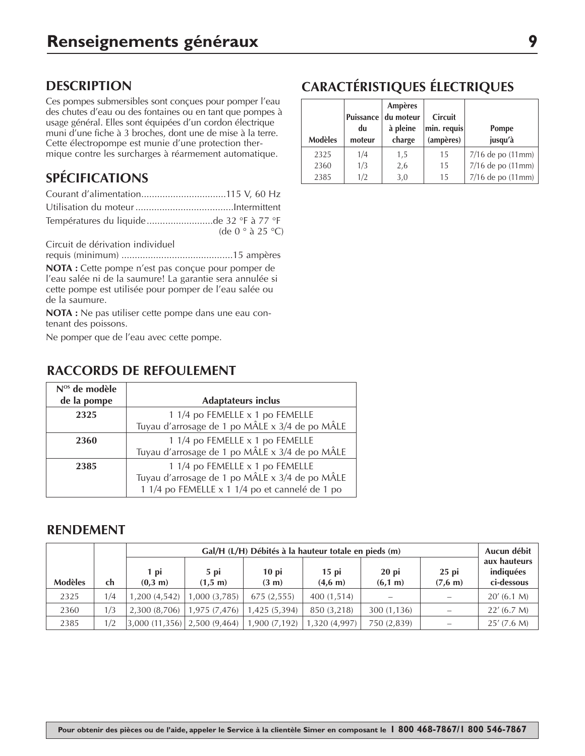# Renseignements généraux

## DESCRIPTION

Ces pompes submersibles sont conçues pour pomper l'eau des chutes d'eau ou des fontaines ou en tant que pompes à usage général. Elles sont équipées d'un cordon électrique muni d'une fiche à 3 broches, dont une de mise à la terre. Cette électropompe est munie d'une protection thermique contre les surcharges à réarmement automatique.

## SPÉCIFICATIONS

Courant d'alimentation................................115 V, 60 Hz

Utilisation du moteur.....................................Intermittent

Températures du liquide.........................de 32 °F à 77 °F (de 0 ° à 25 °C)

Circuit de dérivation individuel requis (minimum) ..........................................15 ampères

**NOTA :** Cette pompe n'est pas conçue pour pomper de l'eau salée ni de la saumure! La garantie sera annulée si cette pompe est utilisée pour pomper de l'eau salée ou de la saumure.

**NOTA :** Ne pas utiliser cette pompe dans une eau contenant des poissons.

Ne pomper que de l'eau avec cette pompe.

## CARACTÉRISTIQUES ÉLECTRIQUES

| Modèles | Puissance du moteur | Ampères du moteur à pleine charge | Circuit min. requis (ampères) | Pompe jusqu'à |
|---|---|---|---|---|
| 2325 | 1/4 | 1,5 | 15 | 7/16 de po (11mm) |
| 2360 | 1/3 | 2,6 | 15 | 7/16 de po (11mm) |
| 2385 | 1/2 | 3,0 | 15 | 7/16 de po (11mm) |

## RACCORDS DE REFOULEMENT

| N[os] de modèle de la pompe | Adaptateurs inclus |
|---|---|
| **2325** | 1 1/4 po FEMELLE x 1 po FEMELLE<br>Tuyau d'arrosage de 1 po MÂLE x 3/4 de po MÂLE |
| **2360** | 1 1/4 po FEMELLE x 1 po FEMELLE<br>Tuyau d'arrosage de 1 po MÂLE x 3/4 de po MÂLE |
| **2385** | 1 1/4 po FEMELLE x 1 po FEMELLE<br>Tuyau d'arrosage de 1 po MÂLE x 3/4 de po MÂLE<br>1 1/4 po FEMELLE x 1 1/4 po et cannelé de 1 po |

## RENDEMENT

| Modèles | ch | Gal/H (L/H) Débités à la hauteur totale en pieds (m) | | | | | | Aucun débit aux hauteurs indiquées ci-dessous |
|---|---|---|---|---|---|---|---|---|
| | | 1 pi (0,3 m) | 5 pi (1,5 m) | 10 pi (3 m) | 15 pi (4,6 m) | 20 pi (6,1 m) | 25 pi (7,6 m) | |
| 2325 | 1/4 | 1,200 (4,542) | 1,000 (3,785) | 675 (2,555) | 400 (1,514) | – | – | 20' (6.1 M) |
| 2360 | 1/3 | 2,300 (8,706) | 1,975 (7,476) | 1,425 (5,394) | 850 (3,218) | 300 (1,136) | – | 22' (6.7 M) |
| 2385 | 1/2 | 3,000 (11,356) | 2,500 (9,464) | 1,900 (7,192) | 1,320 (4,997) | 750 (2,839) | – | 25' (7.6 M) |

**Pour obtenir des pièces ou de l'aide, appeler le Service à la clientèle Simer en composant le 1 800 468-7867/1 800 546-7867**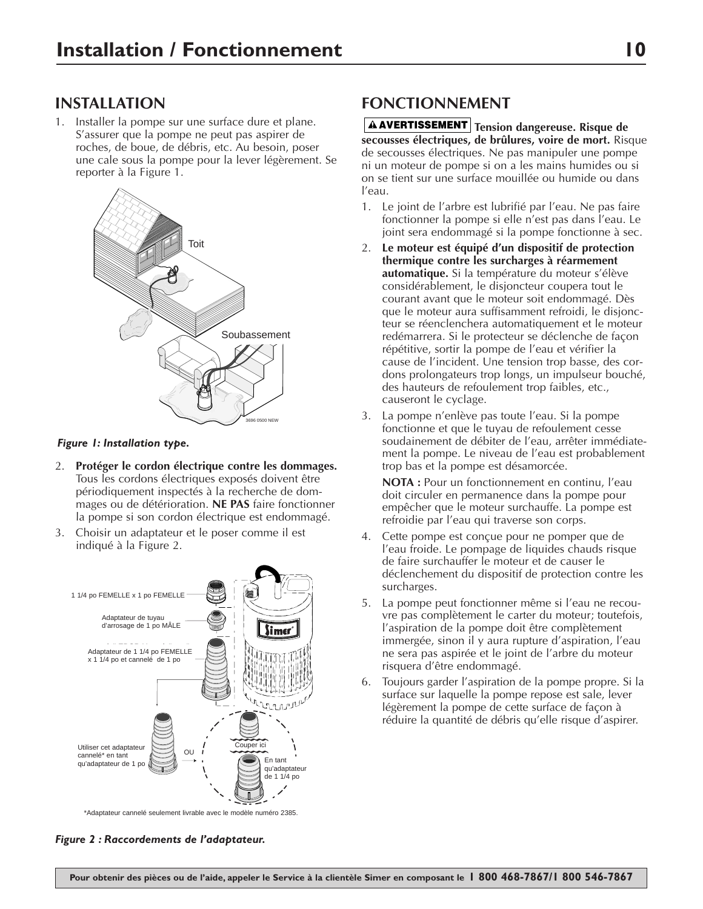## INSTALLATION

1. Installer la pompe sur une surface dure et plane. S'assurer que la pompe ne peut pas aspirer de roches, de boue, de débris, etc. Au besoin, poser une cale sous la pompe pour la lever légèrement. Se reporter à la Figure 1.

Toit

Soubassement

*Figure 1: Installation type.*

2. **Protéger le cordon électrique contre les dommages.** Tous les cordons électriques exposés doivent être périodiquement inspectés à la recherche de dommages ou de détérioration. **NE PAS** faire fonctionner la pompe si son cordon électrique est endommagé.
3. Choisir un adaptateur et le poser comme il est indiqué à la Figure 2.

1 1/4 po FEMELLE x 1 po FEMELLE

Adaptateur de tuyau d'arrosage de 1 po MÂLE

Adaptateur de 1 1/4 po FEMELLE x 1 1/4 po et cannelé de 1 po

Utiliser cet adaptateur cannelé* en tant qu'adaptateur de 1 po

OU

Couper ici

En tant qu'adaptateur de 1 1/4 po

*Adaptateur cannelé seulement livrable avec le modèle numéro 2385.

*Figure 2 : Raccordements de l'adaptateur.*

## FONCTIONNEMENT

**⚠ AVERTISSEMENT Tension dangereuse. Risque de secousses électriques, de brûlures, voire de mort.** Risque de secousses électriques. Ne pas manipuler une pompe ni un moteur de pompe si on a les mains humides ou si on se tient sur une surface mouillée ou humide ou dans l'eau.

1. Le joint de l'arbre est lubrifié par l'eau. Ne pas faire fonctionner la pompe si elle n'est pas dans l'eau. Le joint sera endommagé si la pompe fonctionne à sec.
2. **Le moteur est équipé d'un dispositif de protection thermique contre les surcharges à réarmement automatique.** Si la température du moteur s'élève considérablement, le disjoncteur coupera tout le courant avant que le moteur soit endommagé. Dès que le moteur aura suffisamment refroidi, le disjoncteur se réenclenchera automatiquement et le moteur redémarrera. Si le protecteur se déclenche de façon répétitive, sortir la pompe de l'eau et vérifier la cause de l'incident. Une tension trop basse, des cordons prolongateurs trop longs, un impulseur bouché, des hauteurs de refoulement trop faibles, etc., causeront le cyclage.
3. La pompe n'enlève pas toute l'eau. Si la pompe fonctionne et que le tuyau de refoulement cesse soudainement de débiter de l'eau, arrêter immédiatement la pompe. Le niveau de l'eau est probablement trop bas et la pompe est désamorcée.

   **NOTA :** Pour un fonctionnement en continu, l'eau doit circuler en permanence dans la pompe pour empêcher que le moteur surchauffe. La pompe est refroidie par l'eau qui traverse son corps.
4. Cette pompe est conçue pour ne pomper que de l'eau froide. Le pompage de liquides chauds risque de faire surchauffer le moteur et de causer le déclenchement du dispositif de protection contre les surcharges.
5. La pompe peut fonctionner même si l'eau ne recouvre pas complètement le carter du moteur; toutefois, l'aspiration de la pompe doit être complètement immergée, sinon il y aura rupture d'aspiration, l'eau ne sera pas aspirée et le joint de l'arbre du moteur risquera d'être endommagé.
6. Toujours garder l'aspiration de la pompe propre. Si la surface sur laquelle la pompe repose est sale, lever légèrement la pompe de cette surface de façon à réduire la quantité de débris qu'elle risque d'aspirer.

**Pour obtenir des pièces ou de l'aide, appeler le Service à la clientèle Simer en composant le 1 800 468-7867/1 800 546-7867**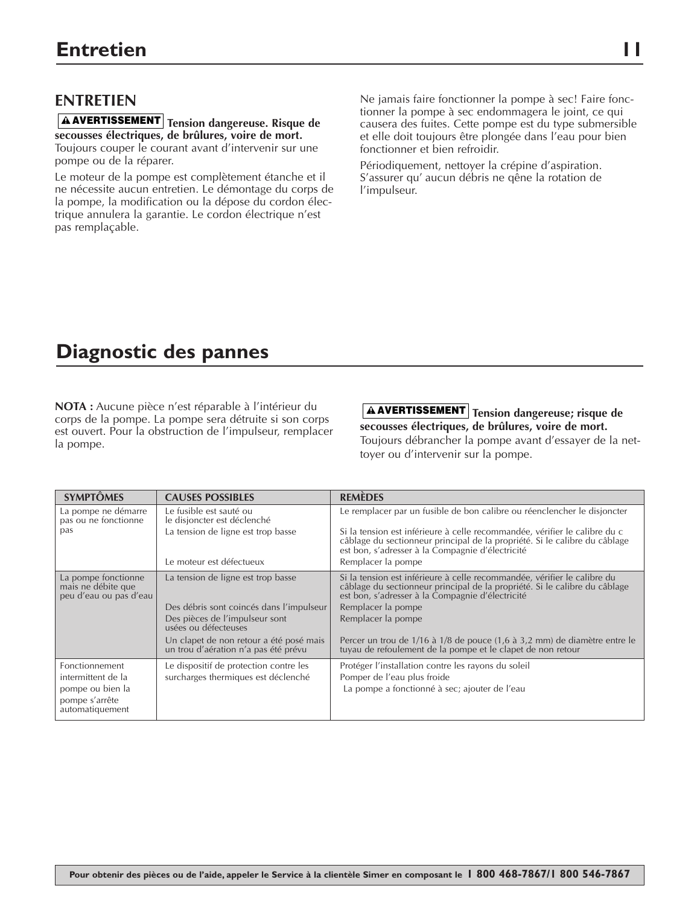# Entretien

## ENTRETIEN

**AVERTISSEMENT** **Tension dangereuse. Risque de secousses électriques, de brûlures, voire de mort.** Toujours couper le courant avant d'intervenir sur une pompe ou de la réparer.

Le moteur de la pompe est complètement étanche et il ne nécessite aucun entretien. Le démontage du corps de la pompe, la modification ou la dépose du cordon électrique annulera la garantie. Le cordon électrique n'est pas remplaçable.

Ne jamais faire fonctionner la pompe à sec! Faire fonctionner la pompe à sec endommagera le joint, ce qui causera des fuites. Cette pompe est du type submersible et elle doit toujours être plongée dans l'eau pour bien fonctionner et bien refroidir.

Périodiquement, nettoyer la crépine d'aspiration. S'assurer qu' aucun débris ne qêne la rotation de l'impulseur.

# Diagnostic des pannes

**NOTA :** Aucune pièce n'est réparable à l'intérieur du corps de la pompe. La pompe sera détruite si son corps est ouvert. Pour la obstruction de l'impulseur, remplacer la pompe.

**AVERTISSEMENT** **Tension dangereuse; risque de secousses électriques, de brûlures, voire de mort.** Toujours débrancher la pompe avant d'essayer de la nettoyer ou d'intervenir sur la pompe.

| SYMPTÔMES | CAUSES POSSIBLES | REMÈDES |
|---|---|---|
| La pompe ne démarre pas ou ne fonctionne pas | Le fusible est sauté ou le disjoncter est déclenché | Le remplacer par un fusible de bon calibre ou réenclencher le disjoncter |
| | La tension de ligne est trop basse | Si la tension est inférieure à celle recommandée, vérifier le calibre du c câblage du sectionneur principal de la propriété. Si le calibre du câblage est bon, s'adresser à la Compagnie d'électricité |
| | Le moteur est défectueux | Remplacer la pompe |
| La pompe fonctionne mais ne débite que peu d'eau ou pas d'eau | La tension de ligne est trop basse | Si la tension est inférieure à celle recommandée, vérifier le calibre du câblage du sectionneur principal de la propriété. Si le calibre du câblage est bon, s'adresser à la Compagnie d'électricité |
| | Des débris sont coincés dans l'impulseur | Remplacer la pompe |
| | Des pièces de l'impulseur sont usées ou défecteuses | Remplacer la pompe |
| | Un clapet de non retour a été posé mais un trou d'aération n'a pas été prévu | Percer un trou de 1/16 à 1/8 de pouce (1,6 à 3,2 mm) de diamètre entre le tuyau de refoulement de la pompe et le clapet de non retour |
| Fonctionnement intermittent de la pompe ou bien la pompe s'arrête automatiquement | Le dispositif de protection contre les surcharges thermiques est déclenché | Protéger l'installation contre les rayons du soleil<br>Pomper de l'eau plus froide<br>La pompe a fonctionné à sec; ajouter de l'eau |

**Pour obtenir des pièces ou de l'aide, appeler le Service à la clientèle Simer en composant le 1 800 468-7867/1 800 546-7867**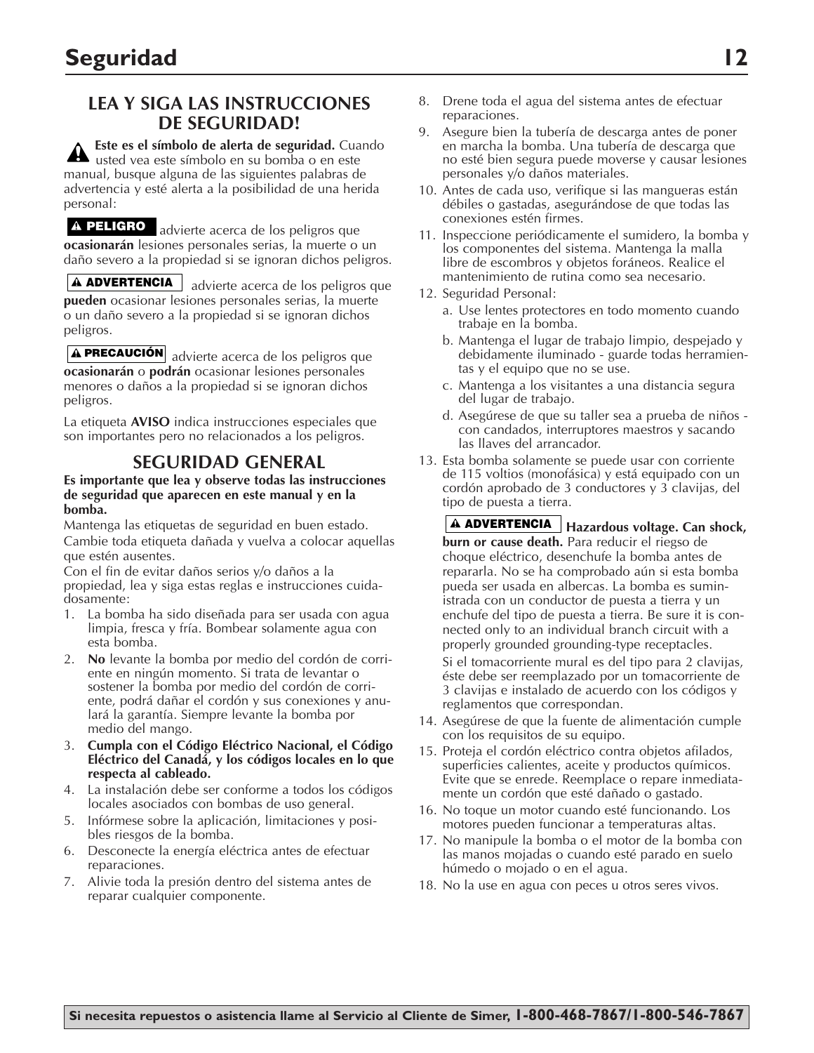## LEA Y SIGA LAS INSTRUCCIONES DE SEGURIDAD!

**Este es el símbolo de alerta de seguridad.** Cuando usted vea este símbolo en su bomba o en este manual, busque alguna de las siguientes palabras de advertencia y esté alerta a la posibilidad de una herida personal:

**⚠ PELIGRO** advierte acerca de los peligros que **ocasionarán** lesiones personales serias, la muerte o un daño severo a la propiedad si se ignoran dichos peligros.

**⚠ ADVERTENCIA** advierte acerca de los peligros que **pueden** ocasionar lesiones personales serias, la muerte o un daño severo a la propiedad si se ignoran dichos peligros.

**⚠ PRECAUCIÓN** advierte acerca de los peligros que **ocasionarán** o **podrán** ocasionar lesiones personales menores o daños a la propiedad si se ignoran dichos peligros.

La etiqueta **AVISO** indica instrucciones especiales que son importantes pero no relacionados a los peligros.

## SEGURIDAD GENERAL

**Es importante que lea y observe todas las instrucciones de seguridad que aparecen en este manual y en la bomba.**

Mantenga las etiquetas de seguridad en buen estado.

Cambie toda etiqueta dañada y vuelva a colocar aquellas que estén ausentes.

Con el fin de evitar daños serios y/o daños a la propiedad, lea y siga estas reglas e instrucciones cuidadosamente:

1. La bomba ha sido diseñada para ser usada con agua limpia, fresca y fría. Bombear solamente agua con esta bomba.
2. **No** levante la bomba por medio del cordón de corriente en ningún momento. Si trata de levantar o sostener la bomba por medio del cordón de corriente, podrá dañar el cordón y sus conexiones y anulará la garantía. Siempre levante la bomba por medio del mango.
3. **Cumpla con el Código Eléctrico Nacional, el Código Eléctrico del Canadá, y los códigos locales en lo que respecta al cableado.**
4. La instalación debe ser conforme a todos los códigos locales asociados con bombas de uso general.
5. Infórmese sobre la aplicación, limitaciones y posibles riesgos de la bomba.
6. Desconecte la energía eléctrica antes de efectuar reparaciones.
7. Alivie toda la presión dentro del sistema antes de reparar cualquier componente.
8. Drene toda el agua del sistema antes de efectuar reparaciones.
9. Asegure bien la tubería de descarga antes de poner en marcha la bomba. Una tubería de descarga que no esté bien segura puede moverse y causar lesiones personales y/o daños materiales.
10. Antes de cada uso, verifique si las mangueras están débiles o gastadas, asegurándose de que todas las conexiones estén firmes.
11. Inspeccione periódicamente el sumidero, la bomba y los componentes del sistema. Mantenga la malla libre de escombros y objetos foráneos. Realice el mantenimiento de rutina como sea necesario.
12. Seguridad Personal:
    a. Use lentes protectores en todo momento cuando trabaje en la bomba.
    b. Mantenga el lugar de trabajo limpio, despejado y debidamente iluminado - guarde todas herramientas y el equipo que no se use.
    c. Mantenga a los visitantes a una distancia segura del lugar de trabajo.
    d. Asegúrese de que su taller sea a prueba de niños - con candados, interruptores maestros y sacando las llaves del arrancador.
13. Esta bomba solamente se puede usar con corriente de 115 voltios (monofásica) y está equipado con un cordón aprobado de 3 conductores y 3 clavijas, del tipo de puesta a tierra.

    **⚠ ADVERTENCIA** **Hazardous voltage. Can shock, burn or cause death.** Para reducir el riesgo de choque eléctrico, desenchufe la bomba antes de repararla. No se ha comprobado aún si esta bomba pueda ser usada en albercas. La bomba es suministrada con un conductor de puesta a tierra y un enchufe del tipo de puesta a tierra. Be sure it is connected only to an individual branch circuit with a properly grounded grounding-type receptacles.

    Si el tomacorriente mural es del tipo para 2 clavijas, éste debe ser reemplazado por un tomacorriente de 3 clavijas e instalado de acuerdo con los códigos y reglamentos que correspondan.
14. Asegúrese de que la fuente de alimentación cumple con los requisitos de su equipo.
15. Proteja el cordón eléctrico contra objetos afilados, superficies calientes, aceite y productos químicos. Evite que se enrede. Reemplace o repare inmediatamente un cordón que esté dañado o gastado.
16. No toque un motor cuando esté funcionando. Los motores pueden funcionar a temperaturas altas.
17. No manipule la bomba o el motor de la bomba con las manos mojadas o cuando esté parado en suelo húmedo o mojado o en el agua.
18. No la use en agua con peces u otros seres vivos.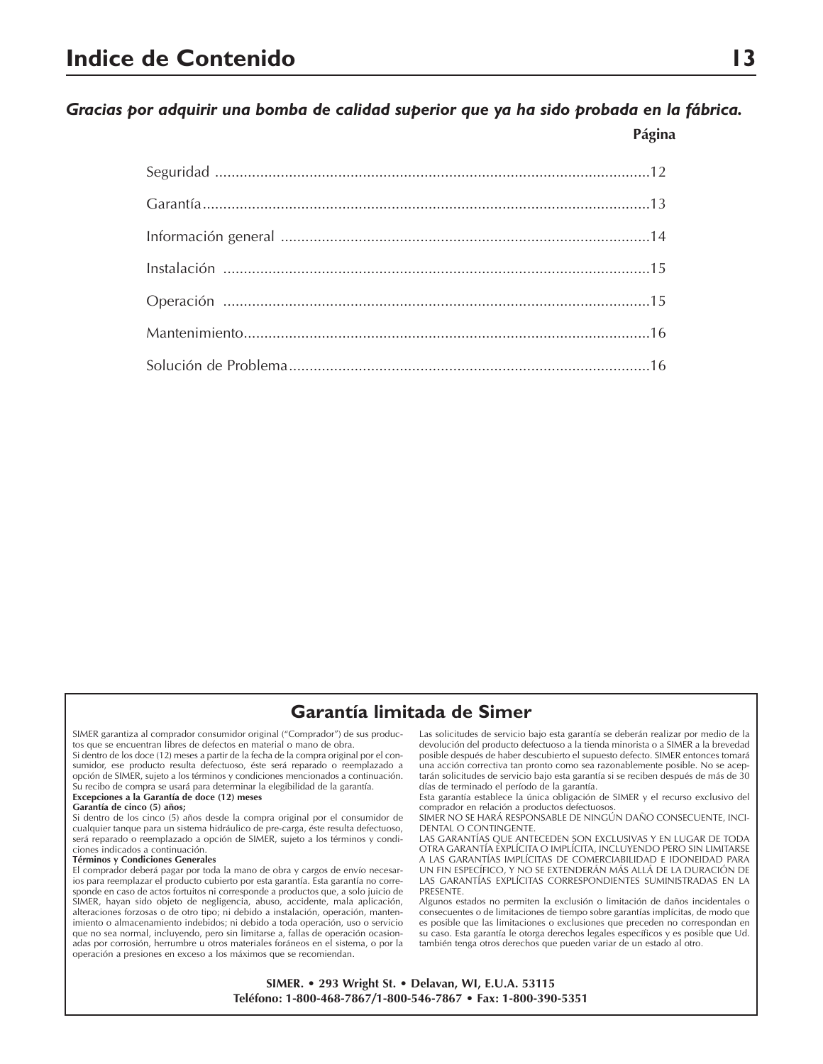# Indice de Contenido

***Gracias por adquirir una bomba de calidad superior que ya ha sido probada en la fábrica.***

| | Página |
|---|---|
| Seguridad | 12 |
| Garantía | 13 |
| Información general | 14 |
| Instalación | 15 |
| Operación | 15 |
| Mantenimiento | 16 |
| Solución de Problema | 16 |

## Garantía limitada de Simer

SIMER garantiza al comprador consumidor original ("Comprador") de sus productos que se encuentran libres de defectos en material o mano de obra.

Si dentro de los doce (12) meses a partir de la fecha de la compra original por el consumidor, ese producto resulta defectuoso, éste será reparado o reemplazado a opción de SIMER, sujeto a los términos y condiciones mencionados a continuación. Su recibo de compra se usará para determinar la elegibilidad de la garantía.

**Excepciones a la Garantía de doce (12) meses**

**Garantía de cinco (5) años;**

Si dentro de los cinco (5) años desde la compra original por el consumidor de cualquier tanque para un sistema hidráulico de pre-carga, éste resulta defectuoso, será reparado o reemplazado a opción de SIMER, sujeto a los términos y condiciones indicados a continuación.

**Términos y Condiciones Generales**

El comprador deberá pagar por toda la mano de obra y cargos de envío necesarios para reemplazar el producto cubierto por esta garantía. Esta garantía no corresponde en caso de actos fortuitos ni corresponde a productos que, a solo juicio de SIMER, hayan sido objeto de negligencia, abuso, accidente, mala aplicación, alteraciones forzosas o de otro tipo; ni debido a instalación, operación, mantenimiento o almacenamiento indebidos; ni debido a toda operación, uso o servicio que no sea normal, incluyendo, pero sin limitarse a, fallas de operación ocasionadas por corrosión, herrumbre u otros materiales foráneos en el sistema, o por la operación a presiones en exceso a los máximos que se recomiendan.

Las solicitudes de servicio bajo esta garantía se deberán realizar por medio de la devolución del producto defectuoso a la tienda minorista o a SIMER a la brevedad posible después de haber descubierto el supuesto defecto. SIMER entonces tomará una acción correctiva tan pronto como sea razonablemente posible. No se aceptarán solicitudes de servicio bajo esta garantía si se reciben después de más de 30 días de terminado el período de la garantía.

Esta garantía establece la única obligación de SIMER y el recurso exclusivo del comprador en relación a productos defectuosos.

SIMER NO SE HARÁ RESPONSABLE DE NINGÚN DAÑO CONSECUENTE, INCIDENTAL O CONTINGENTE.

LAS GARANTÍAS QUE ANTECEDEN SON EXCLUSIVAS Y EN LUGAR DE TODA OTRA GARANTÍA EXPLÍCITA O IMPLÍCITA, INCLUYENDO PERO SIN LIMITARSE A LAS GARANTÍAS IMPLÍCITAS DE COMERCIABILIDAD E IDONEIDAD PARA UN FIN ESPECÍFICO, Y NO SE EXTENDERÁN MÁS ALLÁ DE LA DURACIÓN DE LAS GARANTÍAS EXPLÍCITAS CORRESPONDIENTES SUMINISTRADAS EN LA PRESENTE.

Algunos estados no permiten la exclusión o limitación de daños incidentales o consecuentes o de limitaciones de tiempo sobre garantías implícitas, de modo que es posible que las limitaciones o exclusiones que preceden no correspondan en su caso. Esta garantía le otorga derechos legales específicos y es posible que Ud. también tenga otros derechos que pueden variar de un estado al otro.

**SIMER. • 293 Wright St. • Delavan, WI, E.U.A. 53115**
**Teléfono: 1-800-468-7867/1-800-546-7867 • Fax: 1-800-390-5351**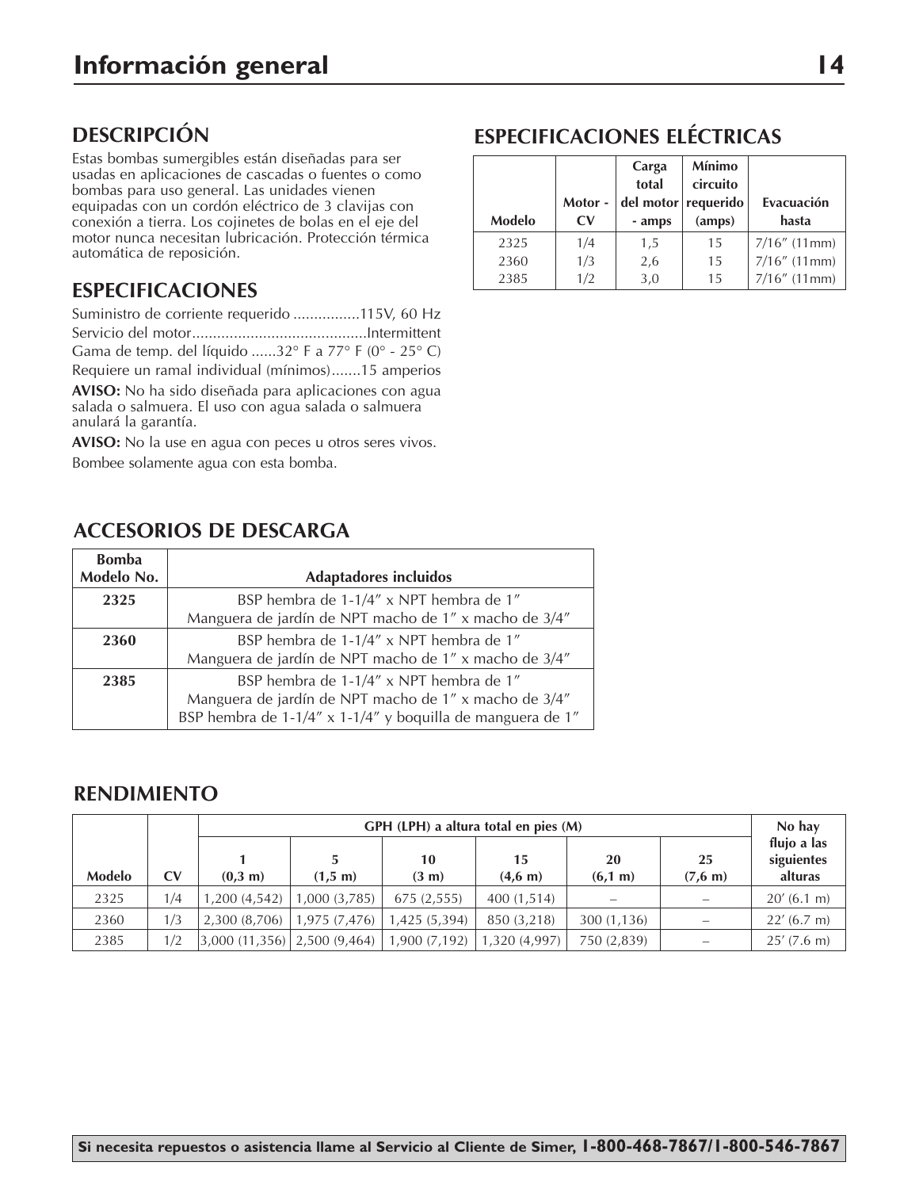# Información general

## DESCRIPCIÓN

Estas bombas sumergibles están diseñadas para ser usadas en aplicaciones de cascadas o fuentes o como bombas para uso general. Las unidades vienen equipadas con un cordón eléctrico de 3 clavijas con conexión a tierra. Los cojinetes de bolas en el eje del motor nunca necesitan lubricación. Protección térmica automática de reposición.

## ESPECIFICACIONES

Suministro de corriente requerido ................115V, 60 Hz

Servicio del motor..........................................Intermittent

Gama de temp. del líquido ......32° F a 77° F (0° - 25° C)

Requiere un ramal individual (mínimos).......15 amperios

**AVISO:** No ha sido diseñada para aplicaciones con agua salada o salmuera. El uso con agua salada o salmuera anulará la garantía.

**AVISO:** No la use en agua con peces u otros seres vivos.

Bombee solamente agua con esta bomba.

## ESPECIFICACIONES ELÉCTRICAS

| Modelo | Motor - CV | Carga total del motor - amps | Mínimo circuito requerido (amps) | Evacuación hasta |
|---|---|---|---|---|
| 2325 | 1/4 | 1,5 | 15 | 7/16″ (11mm) |
| 2360 | 1/3 | 2,6 | 15 | 7/16″ (11mm) |
| 2385 | 1/2 | 3,0 | 15 | 7/16″ (11mm) |

## ACCESORIOS DE DESCARGA

| Bomba Modelo No. | Adaptadores incluidos |
|---|---|
| **2325** | BSP hembra de 1-1/4″ x NPT hembra de 1″<br>Manguera de jardín de NPT macho de 1″ x macho de 3/4″ |
| **2360** | BSP hembra de 1-1/4″ x NPT hembra de 1″<br>Manguera de jardín de NPT macho de 1″ x macho de 3/4″ |
| **2385** | BSP hembra de 1-1/4″ x NPT hembra de 1″<br>Manguera de jardín de NPT macho de 1″ x macho de 3/4″<br>BSP hembra de 1-1/4″ x 1-1/4″ y boquilla de manguera de 1″ |

## RENDIMIENTO

| Modelo | CV | GPH (LPH) a altura total en pies (M) | | | | | | No hay flujo a las siguientes alturas |
|---|---|---|---|---|---|---|---|---|
| | | 1 (0,3 m) | 5 (1,5 m) | 10 (3 m) | 15 (4,6 m) | 20 (6,1 m) | 25 (7,6 m) | |
| 2325 | 1/4 | 1,200 (4,542) | 1,000 (3,785) | 675 (2,555) | 400 (1,514) | – | – | 20′ (6.1 m) |
| 2360 | 1/3 | 2,300 (8,706) | 1,975 (7,476) | 1,425 (5,394) | 850 (3,218) | 300 (1,136) | – | 22′ (6.7 m) |
| 2385 | 1/2 | 3,000 (11,356) | 2,500 (9,464) | 1,900 (7,192) | 1,320 (4,997) | 750 (2,839) | – | 25′ (7.6 m) |

**Si necesita repuestos o asistencia llame al Servicio al Cliente de Simer, 1-800-468-7867/1-800-546-7867**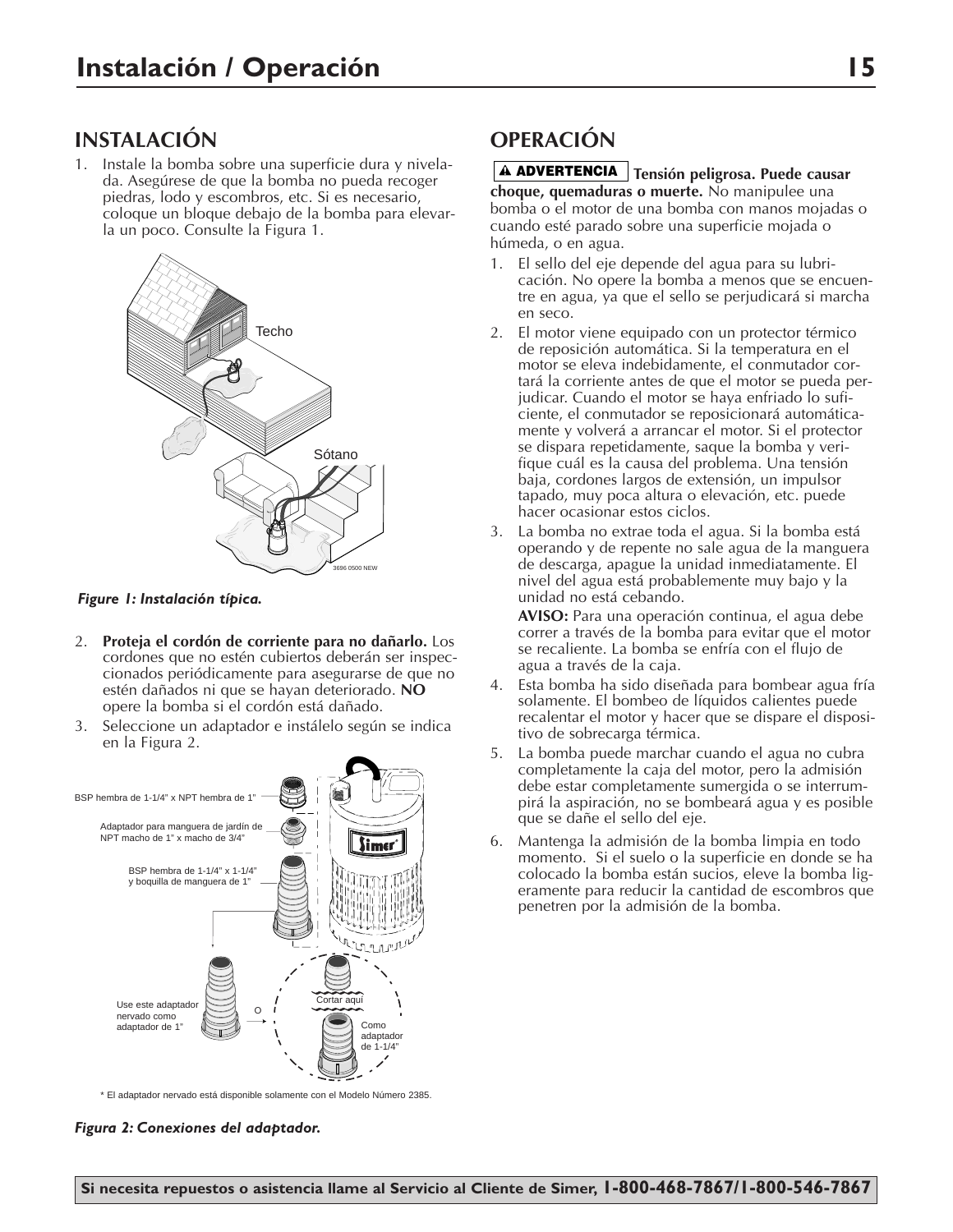# Instalación / Operación

## INSTALACIÓN

1. Instale la bomba sobre una superficie dura y nivelada. Asegúrese de que la bomba no pueda recoger piedras, lodo y escombros, etc. Si es necesario, coloque un bloque debajo de la bomba para elevarla un poco. Consulte la Figura 1.

Techo

Sótano

*Figure 1: Instalación típica.*

2. **Proteja el cordón de corriente para no dañarlo.** Los cordones que no estén cubiertos deberán ser inspeccionados periódicamente para asegurarse de que no estén dañados ni que se hayan deteriorado. **NO** opere la bomba si el cordón está dañado.
3. Seleccione un adaptador e instálelo según se indica en la Figura 2.

BSP hembra de 1-1/4" x NPT hembra de 1"

Adaptador para manguera de jardín de NPT macho de 1" x macho de 3/4"

BSP hembra de 1-1/4" x 1-1/4" y boquilla de manguera de 1"

Use este adaptador nervado como adaptador de 1"

O

Cortar aquí

Como adaptador de 1-1/4"

\* El adaptador nervado está disponible solamente con el Modelo Número 2385.

*Figura 2: Conexiones del adaptador.*

## OPERACIÓN

**⚠ ADVERTENCIA Tensión peligrosa. Puede causar choque, quemaduras o muerte.** No manipulee una bomba o el motor de una bomba con manos mojadas o cuando esté parado sobre una superficie mojada o húmeda, o en agua.

1. El sello del eje depende del agua para su lubricación. No opere la bomba a menos que se encuentre en agua, ya que el sello se perjudicará si marcha en seco.
2. El motor viene equipado con un protector térmico de reposición automática. Si la temperatura en el motor se eleva indebidamente, el conmutador cortará la corriente antes de que el motor se pueda perjudicar. Cuando el motor se haya enfriado lo suficiente, el conmutador se reposicionará automáticamente y volverá a arrancar el motor. Si el protector se dispara repetidamente, saque la bomba y verifique cuál es la causa del problema. Una tensión baja, cordones largos de extensión, un impulsor tapado, muy poca altura o elevación, etc. puede hacer ocasionar estos ciclos.
3. La bomba no extrae toda el agua. Si la bomba está operando y de repente no sale agua de la manguera de descarga, apague la unidad inmediatamente. El nivel del agua está probablemente muy bajo y la unidad no está cebando.

   **AVISO:** Para una operación continua, el agua debe correr a través de la bomba para evitar que el motor se recaliente. La bomba se enfría con el flujo de agua a través de la caja.
4. Esta bomba ha sido diseñada para bombear agua fría solamente. El bombeo de líquidos calientes puede recalentar el motor y hacer que se dispare el dispositivo de sobrecarga térmica.
5. La bomba puede marchar cuando el agua no cubra completamente la caja del motor, pero la admisión debe estar completamente sumergida o se interrumpirá la aspiración, no se bombeará agua y es posible que se dañe el sello del eje.
6. Mantenga la admisión de la bomba limpia en todo momento. Si el suelo o la superficie en donde se ha colocado la bomba están sucios, eleve la bomba ligeramente para reducir la cantidad de escombros que penetren por la admisión de la bomba.

**Si necesita repuestos o asistencia llame al Servicio al Cliente de Simer, 1-800-468-7867/1-800-546-7867**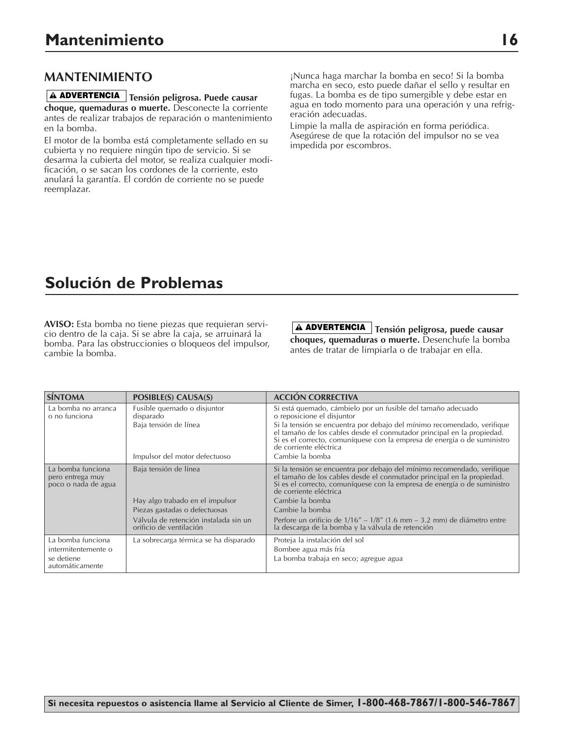# Mantenimiento

## MANTENIMIENTO

**⚠ ADVERTENCIA Tensión peligrosa. Puede causar choque, quemaduras o muerte.** Desconecte la corriente antes de realizar trabajos de reparación o mantenimiento en la bomba.

El motor de la bomba está completamente sellado en su cubierta y no requiere ningún tipo de servicio. Si se desarma la cubierta del motor, se realiza cualquier modificación, o se sacan los cordones de la corriente, esto anulará la garantía. El cordón de corriente no se puede reemplazar.

¡Nunca haga marchar la bomba en seco! Si la bomba marcha en seco, esto puede dañar el sello y resultar en fugas. La bomba es de tipo sumergible y debe estar en agua en todo momento para una operación y una refrigeración adecuadas.

Limpie la malla de aspiración en forma periódica. Asegúrese de que la rotación del impulsor no se vea impedida por escombros.

# Solución de Problemas

**AVISO:** Esta bomba no tiene piezas que requieran servicio dentro de la caja. Si se abre la caja, se arruinará la bomba. Para las obstrucciones o bloqueos del impulsor, cambie la bomba.

**⚠ ADVERTENCIA Tensión peligrosa, puede causar choques, quemaduras o muerte.** Desenchufe la bomba antes de tratar de limpiarla o de trabajar en ella.

| SÍNTOMA | POSIBLE(S) CAUSA(S) | ACCIÓN CORRECTIVA |
|---|---|---|
| La bomba no arranca o no funciona | Fusible quemado o disjuntor disparado | Si está quemado, cámbielo por un fusible del tamaño adecuado o reposicione el disjuntor |
| | Baja tensión de línea | Si la tensión se encuentra por debajo del mínimo recomendado, verifique el tamaño de los cables desde el conmutador principal en la propiedad. Si es el correcto, comuníquese con la empresa de energía o de suministro de corriente eléctrica |
| | Impulsor del motor defectuoso | Cambie la bomba |
| La bomba funciona pero entrega muy poco o nada de agua | Baja tensión de línea | Si la tensión se encuentra por debajo del mínimo recomendado, verifique el tamaño de los cables desde el conmutador principal en la propiedad. Si es el correcto, comuníquese con la empresa de energía o de suministro de corriente eléctrica |
| | Hay algo trabado en el impulsor | Cambie la bomba |
| | Piezas gastadas o defectuosas | Cambie la bomba |
| | Válvula de retención instalada sin un orificio de ventilación | Perfore un orificio de 1/16" – 1/8" (1.6 mm – 3.2 mm) de diámetro entre la descarga de la bomba y la válvula de retención |
| La bomba funciona intermitentemente o se detiene automáticamente | La sobrecarga térmica se ha disparado | Proteja la instalación del sol |
| | | Bombee agua más fría |
| | | La bomba trabaja en seco; agregue agua |

**Si necesita repuestos o asistencia llame al Servicio al Cliente de Simer, 1-800-468-7867/1-800-546-7867**